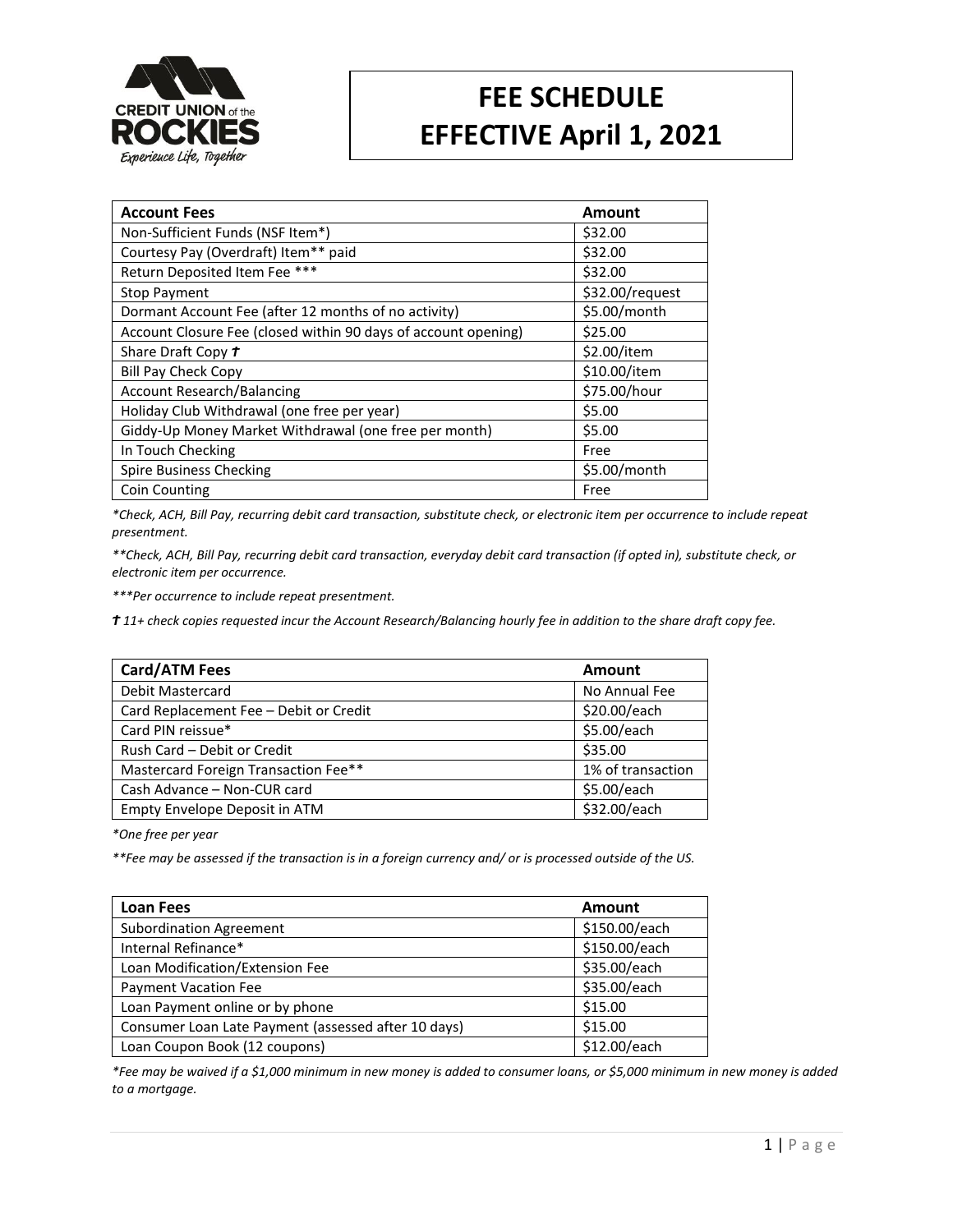CREDIT UNION of the ROCKIES

*Experience Life, Together*

# FEE SCHEDULE
# EFFECTIVE April 1, 2021

| Account Fees | Amount |
|---|---|
| Non-Sufficient Funds (NSF Item*) | $32.00 |
| Courtesy Pay (Overdraft) Item** paid | $32.00 |
| Return Deposited Item Fee *** | $32.00 |
| Stop Payment | $32.00/request |
| Dormant Account Fee (after 12 months of no activity) | $5.00/month |
| Account Closure Fee (closed within 90 days of account opening) | $25.00 |
| Share Draft Copy **†** | $2.00/item |
| Bill Pay Check Copy | $10.00/item |
| Account Research/Balancing | $75.00/hour |
| Holiday Club Withdrawal (one free per year) | $5.00 |
| Giddy-Up Money Market Withdrawal (one free per month) | $5.00 |
| In Touch Checking | Free |
| Spire Business Checking | $5.00/month |
| Coin Counting | Free |

*\*Check, ACH, Bill Pay, recurring debit card transaction, substitute check, or electronic item per occurrence to include repeat presentment.*

*\*\*Check, ACH, Bill Pay, recurring debit card transaction, everyday debit card transaction (if opted in), substitute check, or electronic item per occurrence.*

*\*\*\*Per occurrence to include repeat presentment.*

***†*** *11+ check copies requested incur the Account Research/Balancing hourly fee in addition to the share draft copy fee.*

| Card/ATM Fees | Amount |
|---|---|
| Debit Mastercard | No Annual Fee |
| Card Replacement Fee – Debit or Credit | $20.00/each |
| Card PIN reissue* | $5.00/each |
| Rush Card – Debit or Credit | $35.00 |
| Mastercard Foreign Transaction Fee** | 1% of transaction |
| Cash Advance – Non-CUR card | $5.00/each |
| Empty Envelope Deposit in ATM | $32.00/each |

*\*One free per year*

*\*\*Fee may be assessed if the transaction is in a foreign currency and/ or is processed outside of the US.*

| Loan Fees | Amount |
|---|---|
| Subordination Agreement | $150.00/each |
| Internal Refinance* | $150.00/each |
| Loan Modification/Extension Fee | $35.00/each |
| Payment Vacation Fee | $35.00/each |
| Loan Payment online or by phone | $15.00 |
| Consumer Loan Late Payment (assessed after 10 days) | $15.00 |
| Loan Coupon Book (12 coupons) | $12.00/each |

*\*Fee may be waived if a $1,000 minimum in new money is added to consumer loans, or $5,000 minimum in new money is added to a mortgage.*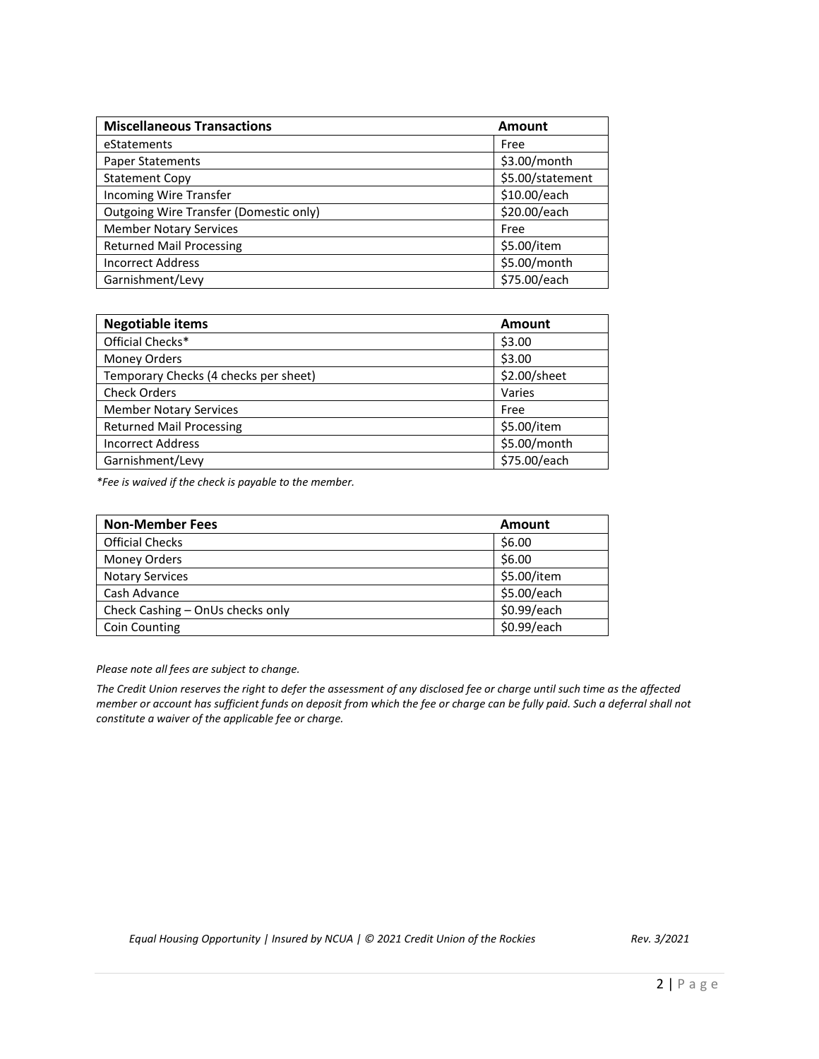| **Miscellaneous Transactions** | **Amount** |
|---|---|
| eStatements | Free |
| Paper Statements | $3.00/month |
| Statement Copy | $5.00/statement |
| Incoming Wire Transfer | $10.00/each |
| Outgoing Wire Transfer (Domestic only) | $20.00/each |
| Member Notary Services | Free |
| Returned Mail Processing | $5.00/item |
| Incorrect Address | $5.00/month |
| Garnishment/Levy | $75.00/each |

| **Negotiable items** | **Amount** |
|---|---|
| Official Checks* | $3.00 |
| Money Orders | $3.00 |
| Temporary Checks (4 checks per sheet) | $2.00/sheet |
| Check Orders | Varies |
| Member Notary Services | Free |
| Returned Mail Processing | $5.00/item |
| Incorrect Address | $5.00/month |
| Garnishment/Levy | $75.00/each |

*\*Fee is waived if the check is payable to the member.*

| **Non-Member Fees** | **Amount** |
|---|---|
| Official Checks | $6.00 |
| Money Orders | $6.00 |
| Notary Services | $5.00/item |
| Cash Advance | $5.00/each |
| Check Cashing – OnUs checks only | $0.99/each |
| Coin Counting | $0.99/each |

*Please note all fees are subject to change.*

*The Credit Union reserves the right to defer the assessment of any disclosed fee or charge until such time as the affected member or account has sufficient funds on deposit from which the fee or charge can be fully paid. Such a deferral shall not constitute a waiver of the applicable fee or charge.*

*Equal Housing Opportunity | Insured by NCUA | © 2021 Credit Union of the Rockies* *Rev. 3/2021*